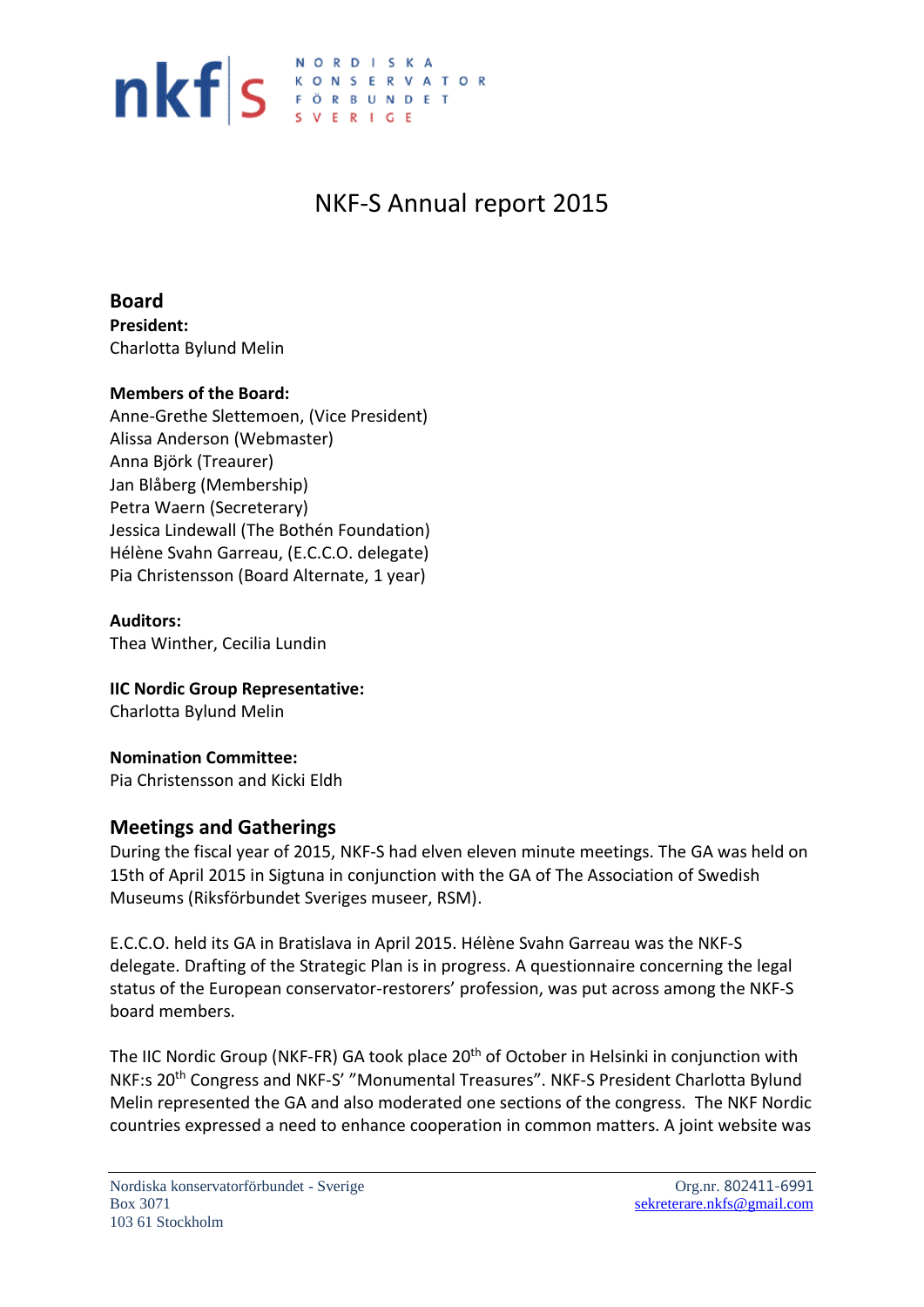# NKF-S Annual report 2015

## Board

**President:**
Charlotta Bylund Melin

**Members of the Board:**
Anne-Grethe Slettemoen, (Vice President)
Alissa Anderson (Webmaster)
Anna Björk (Treaurer)
Jan Blåberg (Membership)
Petra Waern (Secreterary)
Jessica Lindewall (The Bothén Foundation)
Hélène Svahn Garreau, (E.C.C.O. delegate)
Pia Christensson (Board Alternate, 1 year)

**Auditors:**
Thea Winther, Cecilia Lundin

**IIC Nordic Group Representative:**
Charlotta Bylund Melin

**Nomination Committee:**
Pia Christensson and Kicki Eldh

## Meetings and Gatherings

During the fiscal year of 2015, NKF-S had elven eleven minute meetings. The GA was held on 15th of April 2015 in Sigtuna in conjunction with the GA of The Association of Swedish Museums (Riksförbundet Sveriges museer, RSM).

E.C.C.O. held its GA in Bratislava in April 2015. Hélène Svahn Garreau was the NKF-S delegate. Drafting of the Strategic Plan is in progress. A questionnaire concerning the legal status of the European conservator-restorers' profession, was put across among the NKF-S board members.

The IIC Nordic Group (NKF-FR) GA took place 20th of October in Helsinki in conjunction with NKF:s 20th Congress and NKF-S' "Monumental Treasures". NKF-S President Charlotta Bylund Melin represented the GA and also moderated one sections of the congress. The NKF Nordic countries expressed a need to enhance cooperation in common matters. A joint website was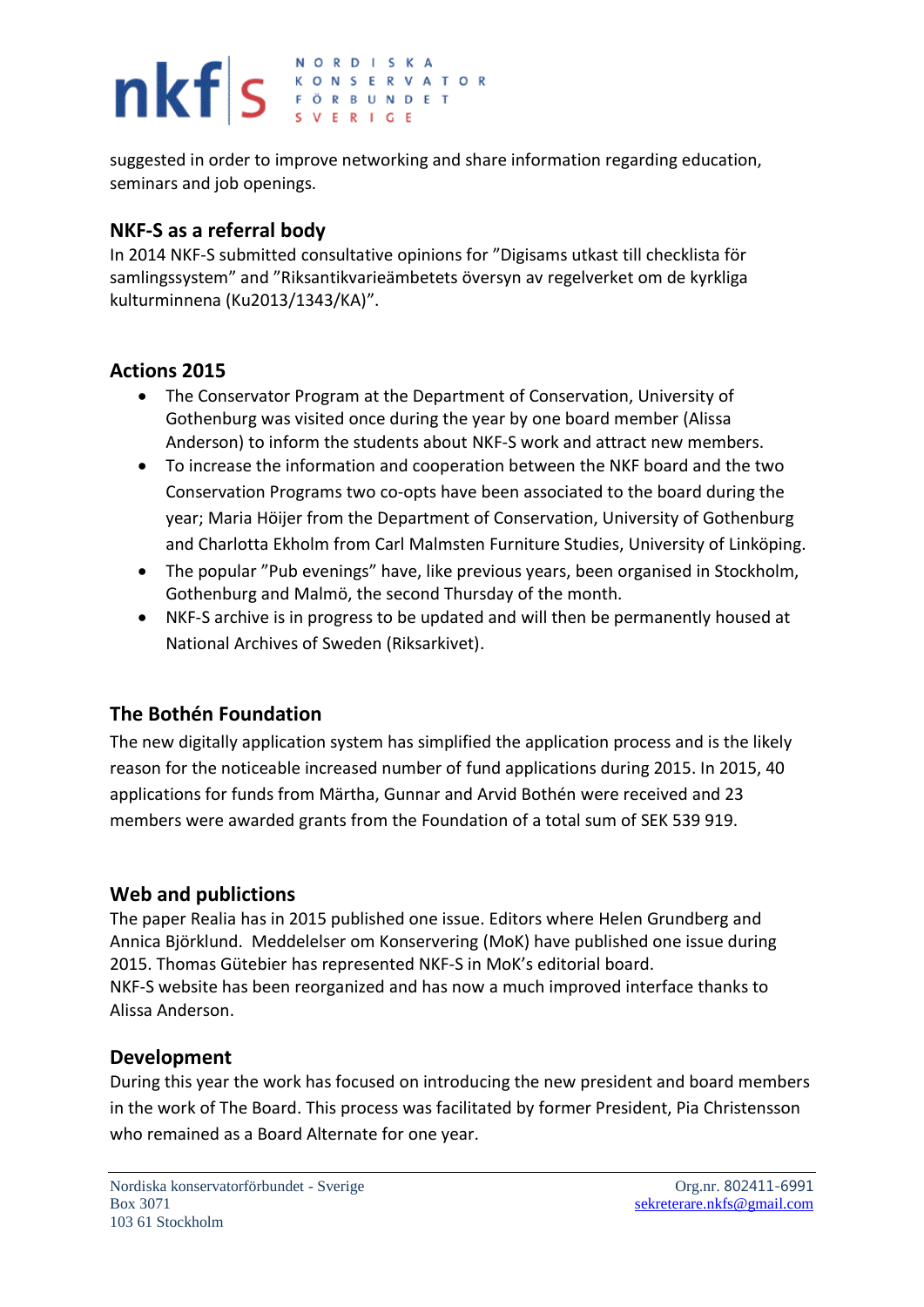suggested in order to improve networking and share information regarding education, seminars and job openings.

## NKF-S as a referral body

In 2014 NKF-S submitted consultative opinions for ”Digisams utkast till checklista för samlingssystem” and ”Riksantikvarieämbetets översyn av regelverket om de kyrkliga kulturminnena (Ku2013/1343/KA)”.

## Actions 2015

- The Conservator Program at the Department of Conservation, University of Gothenburg was visited once during the year by one board member (Alissa Anderson) to inform the students about NKF-S work and attract new members.
- To increase the information and cooperation between the NKF board and the two Conservation Programs two co-opts have been associated to the board during the year; Maria Höijer from the Department of Conservation, University of Gothenburg and Charlotta Ekholm from Carl Malmsten Furniture Studies, University of Linköping.
- The popular ”Pub evenings” have, like previous years, been organised in Stockholm, Gothenburg and Malmö, the second Thursday of the month.
- NKF-S archive is in progress to be updated and will then be permanently housed at National Archives of Sweden (Riksarkivet).

## The Bothén Foundation

The new digitally application system has simplified the application process and is the likely reason for the noticeable increased number of fund applications during 2015. In 2015, 40 applications for funds from Märtha, Gunnar and Arvid Bothén were received and 23 members were awarded grants from the Foundation of a total sum of SEK 539 919.

## Web and publictions

The paper Realia has in 2015 published one issue. Editors where Helen Grundberg and Annica Björklund. Meddelelser om Konservering (MoK) have published one issue during 2015. Thomas Gütebier has represented NKF-S in MoK’s editorial board.
NKF-S website has been reorganized and has now a much improved interface thanks to Alissa Anderson.

## Development

During this year the work has focused on introducing the new president and board members in the work of The Board. This process was facilitated by former President, Pia Christensson who remained as a Board Alternate for one year.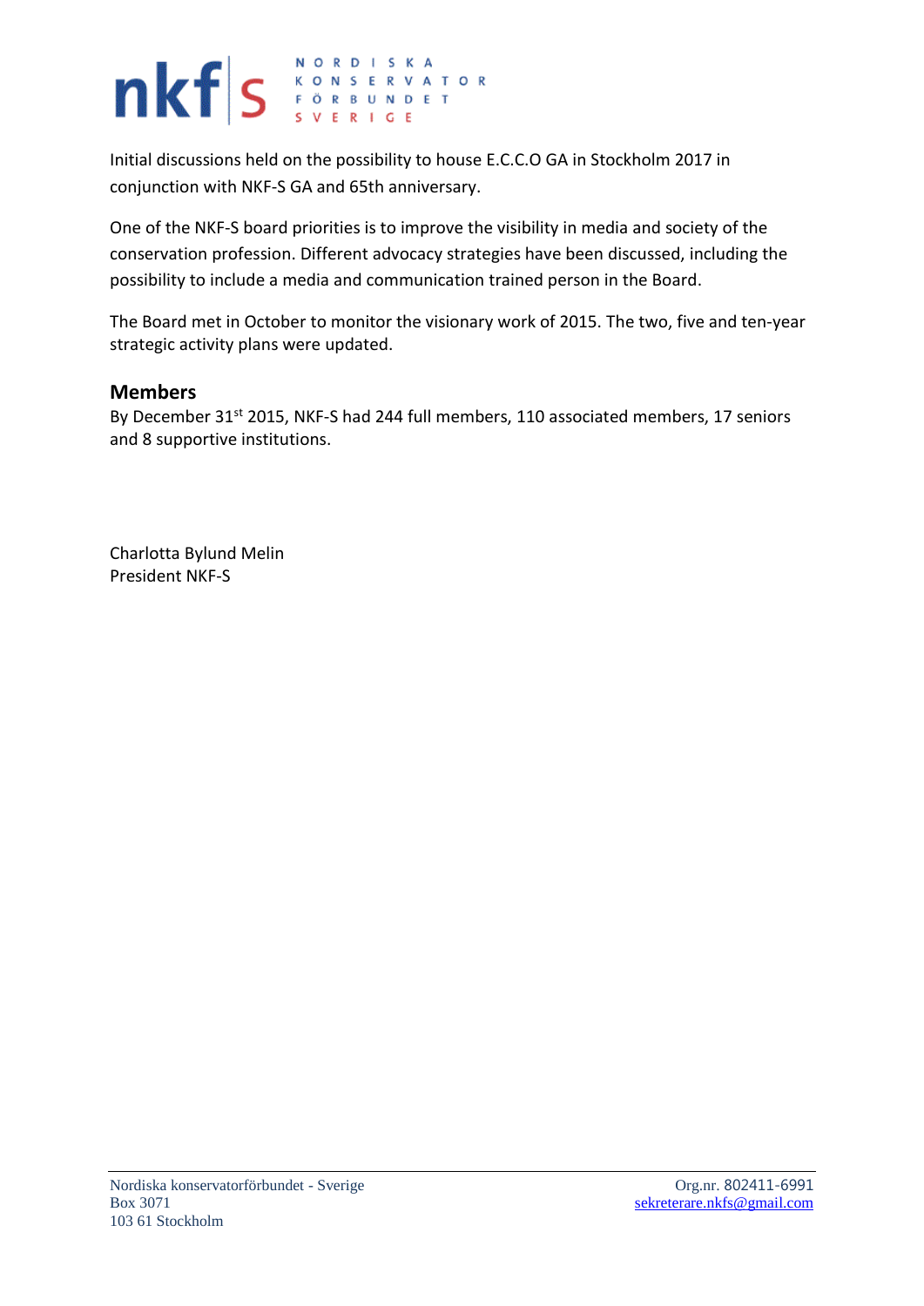Initial discussions held on the possibility to house E.C.C.O GA in Stockholm 2017 in conjunction with NKF-S GA and 65th anniversary.

One of the NKF-S board priorities is to improve the visibility in media and society of the conservation profession. Different advocacy strategies have been discussed, including the possibility to include a media and communication trained person in the Board.

The Board met in October to monitor the visionary work of 2015. The two, five and ten-year strategic activity plans were updated.

## Members

By December 31st 2015, NKF-S had 244 full members, 110 associated members, 17 seniors and 8 supportive institutions.

Charlotta Bylund Melin
President NKF-S